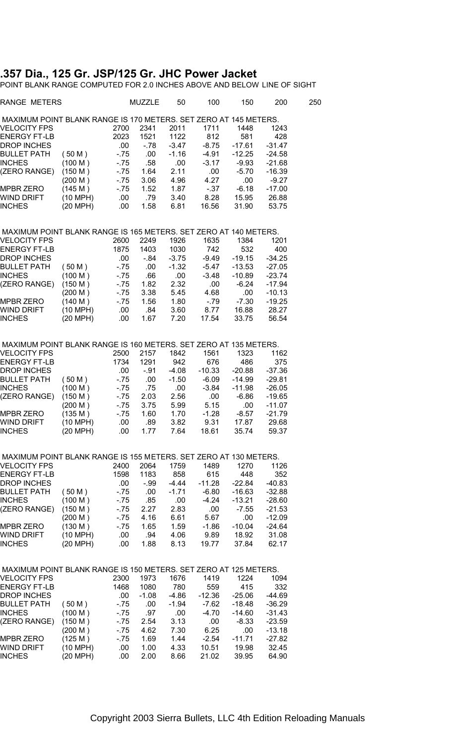# .357 Dia., 125 Gr. JSP/125 Gr. JHC Power Jacket

POINT BLANK RANGE COMPUTED FOR 2.0 INCHES ABOVE AND BELOW LINE OF SIGHT

MAXIMUM POINT BLANK RANGE IS 170 METERS. SET ZERO AT 145 METERS.

| RANGE METERS | | MUZZLE | 50 | 100 | 150 | 200 | 250 |
|---|---|---|---|---|---|---|---|
| VELOCITY FPS | | 2700 | 2341 | 2011 | 1711 | 1448 | 1243 |
| ENERGY FT-LB | | 2023 | 1521 | 1122 | 812 | 581 | 428 |
| DROP INCHES | | .00 | -.78 | -3.47 | -8.75 | -17.61 | -31.47 |
| BULLET PATH | ( 50 M ) | -.75 | .00 | -1.16 | -4.91 | -12.25 | -24.58 |
| INCHES | (100 M ) | -.75 | .58 | .00 | -3.17 | -9.93 | -21.68 |
| (ZERO RANGE) | (150 M ) | -.75 | 1.64 | 2.11 | .00 | -5.70 | -16.39 |
| | (200 M ) | -.75 | 3.06 | 4.96 | 4.27 | .00 | -9.27 |
| MPBR ZERO | (145 M ) | -.75 | 1.52 | 1.87 | -.37 | -6.18 | -17.00 |
| WIND DRIFT | (10 MPH) | .00 | .79 | 3.40 | 8.28 | 15.95 | 26.88 |
| INCHES | (20 MPH) | .00 | 1.58 | 6.81 | 16.56 | 31.90 | 53.75 |

MAXIMUM POINT BLANK RANGE IS 165 METERS. SET ZERO AT 140 METERS.

| RANGE METERS | | MUZZLE | 50 | 100 | 150 | 200 | 250 |
|---|---|---|---|---|---|---|---|
| VELOCITY FPS | | 2600 | 2249 | 1926 | 1635 | 1384 | 1201 |
| ENERGY FT-LB | | 1875 | 1403 | 1030 | 742 | 532 | 400 |
| DROP INCHES | | .00 | -.84 | -3.75 | -9.49 | -19.15 | -34.25 |
| BULLET PATH | ( 50 M ) | -.75 | .00 | -1.32 | -5.47 | -13.53 | -27.05 |
| INCHES | (100 M ) | -.75 | .66 | .00 | -3.48 | -10.89 | -23.74 |
| (ZERO RANGE) | (150 M ) | -.75 | 1.82 | 2.32 | .00 | -6.24 | -17.94 |
| | (200 M ) | -.75 | 3.38 | 5.45 | 4.68 | .00 | -10.13 |
| MPBR ZERO | (140 M ) | -.75 | 1.56 | 1.80 | -.79 | -7.30 | -19.25 |
| WIND DRIFT | (10 MPH) | .00 | .84 | 3.60 | 8.77 | 16.88 | 28.27 |
| INCHES | (20 MPH) | .00 | 1.67 | 7.20 | 17.54 | 33.75 | 56.54 |

MAXIMUM POINT BLANK RANGE IS 160 METERS. SET ZERO AT 135 METERS.

| RANGE METERS | | MUZZLE | 50 | 100 | 150 | 200 | 250 |
|---|---|---|---|---|---|---|---|
| VELOCITY FPS | | 2500 | 2157 | 1842 | 1561 | 1323 | 1162 |
| ENERGY FT-LB | | 1734 | 1291 | 942 | 676 | 486 | 375 |
| DROP INCHES | | .00 | -.91 | -4.08 | -10.33 | -20.88 | -37.36 |
| BULLET PATH | ( 50 M ) | -.75 | .00 | -1.50 | -6.09 | -14.99 | -29.81 |
| INCHES | (100 M ) | -.75 | .75 | .00 | -3.84 | -11.98 | -26.05 |
| (ZERO RANGE) | (150 M ) | -.75 | 2.03 | 2.56 | .00 | -6.86 | -19.65 |
| | (200 M ) | -.75 | 3.75 | 5.99 | 5.15 | .00 | -11.07 |
| MPBR ZERO | (135 M ) | -.75 | 1.60 | 1.70 | -1.28 | -8.57 | -21.79 |
| WIND DRIFT | (10 MPH) | .00 | .89 | 3.82 | 9.31 | 17.87 | 29.68 |
| INCHES | (20 MPH) | .00 | 1.77 | 7.64 | 18.61 | 35.74 | 59.37 |

MAXIMUM POINT BLANK RANGE IS 155 METERS. SET ZERO AT 130 METERS.

| RANGE METERS | | MUZZLE | 50 | 100 | 150 | 200 | 250 |
|---|---|---|---|---|---|---|---|
| VELOCITY FPS | | 2400 | 2064 | 1759 | 1489 | 1270 | 1126 |
| ENERGY FT-LB | | 1598 | 1183 | 858 | 615 | 448 | 352 |
| DROP INCHES | | .00 | -.99 | -4.44 | -11.28 | -22.84 | -40.83 |
| BULLET PATH | ( 50 M ) | -.75 | .00 | -1.71 | -6.80 | -16.63 | -32.88 |
| INCHES | (100 M ) | -.75 | .85 | .00 | -4.24 | -13.21 | -28.60 |
| (ZERO RANGE) | (150 M ) | -.75 | 2.27 | 2.83 | .00 | -7.55 | -21.53 |
| | (200 M ) | -.75 | 4.16 | 6.61 | 5.67 | .00 | -12.09 |
| MPBR ZERO | (130 M ) | -.75 | 1.65 | 1.59 | -1.86 | -10.04 | -24.64 |
| WIND DRIFT | (10 MPH) | .00 | .94 | 4.06 | 9.89 | 18.92 | 31.08 |
| INCHES | (20 MPH) | .00 | 1.88 | 8.13 | 19.77 | 37.84 | 62.17 |

MAXIMUM POINT BLANK RANGE IS 150 METERS. SET ZERO AT 125 METERS.

| RANGE METERS | | MUZZLE | 50 | 100 | 150 | 200 | 250 |
|---|---|---|---|---|---|---|---|
| VELOCITY FPS | | 2300 | 1973 | 1676 | 1419 | 1224 | 1094 |
| ENERGY FT-LB | | 1468 | 1080 | 780 | 559 | 415 | 332 |
| DROP INCHES | | .00 | -1.08 | -4.86 | -12.36 | -25.06 | -44.69 |
| BULLET PATH | ( 50 M ) | -.75 | .00 | -1.94 | -7.62 | -18.48 | -36.29 |
| INCHES | (100 M ) | -.75 | .97 | .00 | -4.70 | -14.60 | -31.43 |
| (ZERO RANGE) | (150 M ) | -.75 | 2.54 | 3.13 | .00 | -8.33 | -23.59 |
| | (200 M ) | -.75 | 4.62 | 7.30 | 6.25 | .00 | -13.18 |
| MPBR ZERO | (125 M ) | -.75 | 1.69 | 1.44 | -2.54 | -11.71 | -27.82 |
| WIND DRIFT | (10 MPH) | .00 | 1.00 | 4.33 | 10.51 | 19.98 | 32.45 |
| INCHES | (20 MPH) | .00 | 2.00 | 8.66 | 21.02 | 39.95 | 64.90 |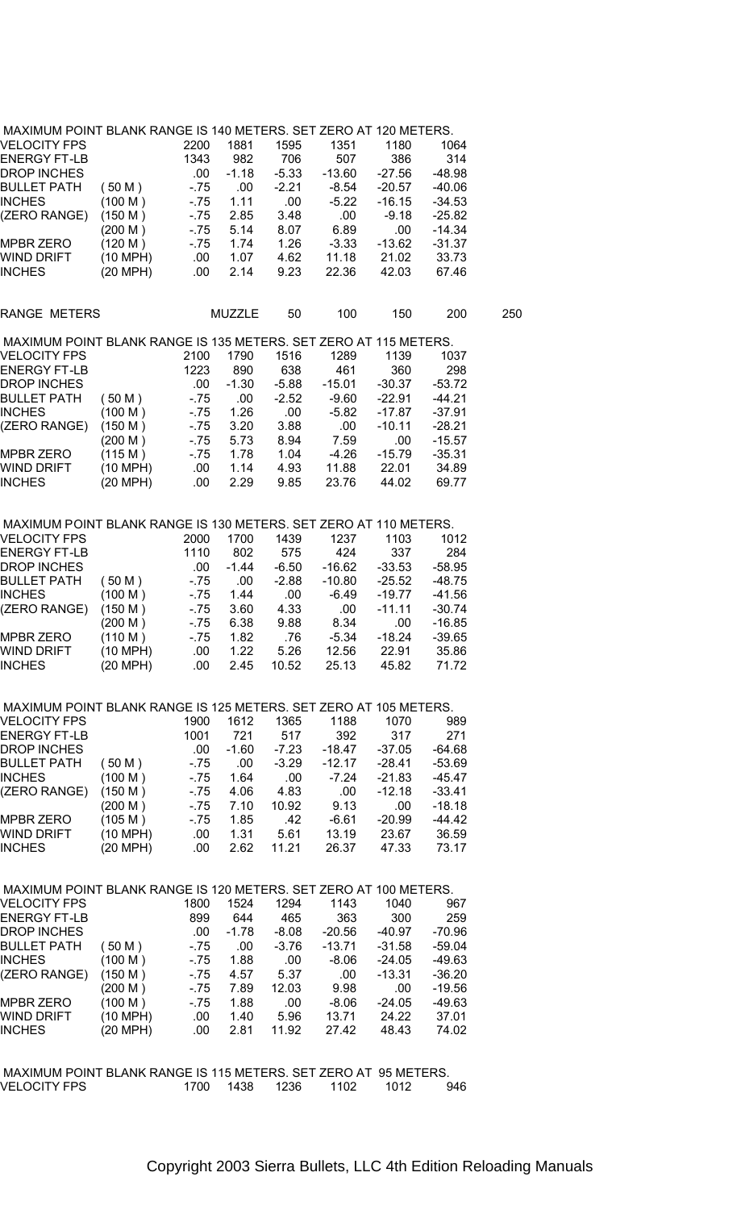MAXIMUM POINT BLANK RANGE IS 140 METERS. SET ZERO AT 120 METERS.

| | | | | | | | |
|---|---|---|---|---|---|---|---|
| VELOCITY FPS | | 2200 | 1881 | 1595 | 1351 | 1180 | 1064 |
| ENERGY FT-LB | | 1343 | 982 | 706 | 507 | 386 | 314 |
| DROP INCHES | | .00 | -1.18 | -5.33 | -13.60 | -27.56 | -48.98 |
| BULLET PATH | ( 50 M ) | -.75 | .00 | -2.21 | -8.54 | -20.57 | -40.06 |
| INCHES | (100 M ) | -.75 | 1.11 | .00 | -5.22 | -16.15 | -34.53 |
| (ZERO RANGE) | (150 M ) | -.75 | 2.85 | 3.48 | .00 | -9.18 | -25.82 |
| | (200 M ) | -.75 | 5.14 | 8.07 | 6.89 | .00 | -14.34 |
| MPBR ZERO | (120 M ) | -.75 | 1.74 | 1.26 | -3.33 | -13.62 | -31.37 |
| WIND DRIFT | (10 MPH) | .00 | 1.07 | 4.62 | 11.18 | 21.02 | 33.73 |
| INCHES | (20 MPH) | .00 | 2.14 | 9.23 | 22.36 | 42.03 | 67.46 |

RANGE METERS MUZZLE 50 100 150 200 250

MAXIMUM POINT BLANK RANGE IS 135 METERS. SET ZERO AT 115 METERS.

| | | | | | | | |
|---|---|---|---|---|---|---|---|
| VELOCITY FPS | | 2100 | 1790 | 1516 | 1289 | 1139 | 1037 |
| ENERGY FT-LB | | 1223 | 890 | 638 | 461 | 360 | 298 |
| DROP INCHES | | .00 | -1.30 | -5.88 | -15.01 | -30.37 | -53.72 |
| BULLET PATH | ( 50 M ) | -.75 | .00 | -2.52 | -9.60 | -22.91 | -44.21 |
| INCHES | (100 M ) | -.75 | 1.26 | .00 | -5.82 | -17.87 | -37.91 |
| (ZERO RANGE) | (150 M ) | -.75 | 3.20 | 3.88 | .00 | -10.11 | -28.21 |
| | (200 M ) | -.75 | 5.73 | 8.94 | 7.59 | .00 | -15.57 |
| MPBR ZERO | (115 M ) | -.75 | 1.78 | 1.04 | -4.26 | -15.79 | -35.31 |
| WIND DRIFT | (10 MPH) | .00 | 1.14 | 4.93 | 11.88 | 22.01 | 34.89 |
| INCHES | (20 MPH) | .00 | 2.29 | 9.85 | 23.76 | 44.02 | 69.77 |

MAXIMUM POINT BLANK RANGE IS 130 METERS. SET ZERO AT 110 METERS.

| | | | | | | | |
|---|---|---|---|---|---|---|---|
| VELOCITY FPS | | 2000 | 1700 | 1439 | 1237 | 1103 | 1012 |
| ENERGY FT-LB | | 1110 | 802 | 575 | 424 | 337 | 284 |
| DROP INCHES | | .00 | -1.44 | -6.50 | -16.62 | -33.53 | -58.95 |
| BULLET PATH | ( 50 M ) | -.75 | .00 | -2.88 | -10.80 | -25.52 | -48.75 |
| INCHES | (100 M ) | -.75 | 1.44 | .00 | -6.49 | -19.77 | -41.56 |
| (ZERO RANGE) | (150 M ) | -.75 | 3.60 | 4.33 | .00 | -11.11 | -30.74 |
| | (200 M ) | -.75 | 6.38 | 9.88 | 8.34 | .00 | -16.85 |
| MPBR ZERO | (110 M ) | -.75 | 1.82 | .76 | -5.34 | -18.24 | -39.65 |
| WIND DRIFT | (10 MPH) | .00 | 1.22 | 5.26 | 12.56 | 22.91 | 35.86 |
| INCHES | (20 MPH) | .00 | 2.45 | 10.52 | 25.13 | 45.82 | 71.72 |

MAXIMUM POINT BLANK RANGE IS 125 METERS. SET ZERO AT 105 METERS.

| | | | | | | | |
|---|---|---|---|---|---|---|---|
| VELOCITY FPS | | 1900 | 1612 | 1365 | 1188 | 1070 | 989 |
| ENERGY FT-LB | | 1001 | 721 | 517 | 392 | 317 | 271 |
| DROP INCHES | | .00 | -1.60 | -7.23 | -18.47 | -37.05 | -64.68 |
| BULLET PATH | ( 50 M ) | -.75 | .00 | -3.29 | -12.17 | -28.41 | -53.69 |
| INCHES | (100 M ) | -.75 | 1.64 | .00 | -7.24 | -21.83 | -45.47 |
| (ZERO RANGE) | (150 M ) | -.75 | 4.06 | 4.83 | .00 | -12.18 | -33.41 |
| | (200 M ) | -.75 | 7.10 | 10.92 | 9.13 | .00 | -18.18 |
| MPBR ZERO | (105 M ) | -.75 | 1.85 | .42 | -6.61 | -20.99 | -44.42 |
| WIND DRIFT | (10 MPH) | .00 | 1.31 | 5.61 | 13.19 | 23.67 | 36.59 |
| INCHES | (20 MPH) | .00 | 2.62 | 11.21 | 26.37 | 47.33 | 73.17 |

MAXIMUM POINT BLANK RANGE IS 120 METERS. SET ZERO AT 100 METERS.

| | | | | | | | |
|---|---|---|---|---|---|---|---|
| VELOCITY FPS | | 1800 | 1524 | 1294 | 1143 | 1040 | 967 |
| ENERGY FT-LB | | 899 | 644 | 465 | 363 | 300 | 259 |
| DROP INCHES | | .00 | -1.78 | -8.08 | -20.56 | -40.97 | -70.96 |
| BULLET PATH | ( 50 M ) | -.75 | .00 | -3.76 | -13.71 | -31.58 | -59.04 |
| INCHES | (100 M ) | -.75 | 1.88 | .00 | -8.06 | -24.05 | -49.63 |
| (ZERO RANGE) | (150 M ) | -.75 | 4.57 | 5.37 | .00 | -13.31 | -36.20 |
| | (200 M ) | -.75 | 7.89 | 12.03 | 9.98 | .00 | -19.56 |
| MPBR ZERO | (100 M ) | -.75 | 1.88 | .00 | -8.06 | -24.05 | -49.63 |
| WIND DRIFT | (10 MPH) | .00 | 1.40 | 5.96 | 13.71 | 24.22 | 37.01 |
| INCHES | (20 MPH) | .00 | 2.81 | 11.92 | 27.42 | 48.43 | 74.02 |

MAXIMUM POINT BLANK RANGE IS 115 METERS. SET ZERO AT 95 METERS.

| | | | | | | | |
|---|---|---|---|---|---|---|---|
| VELOCITY FPS | | 1700 | 1438 | 1236 | 1102 | 1012 | 946 |

Copyright 2003 Sierra Bullets, LLC 4th Edition Reloading Manuals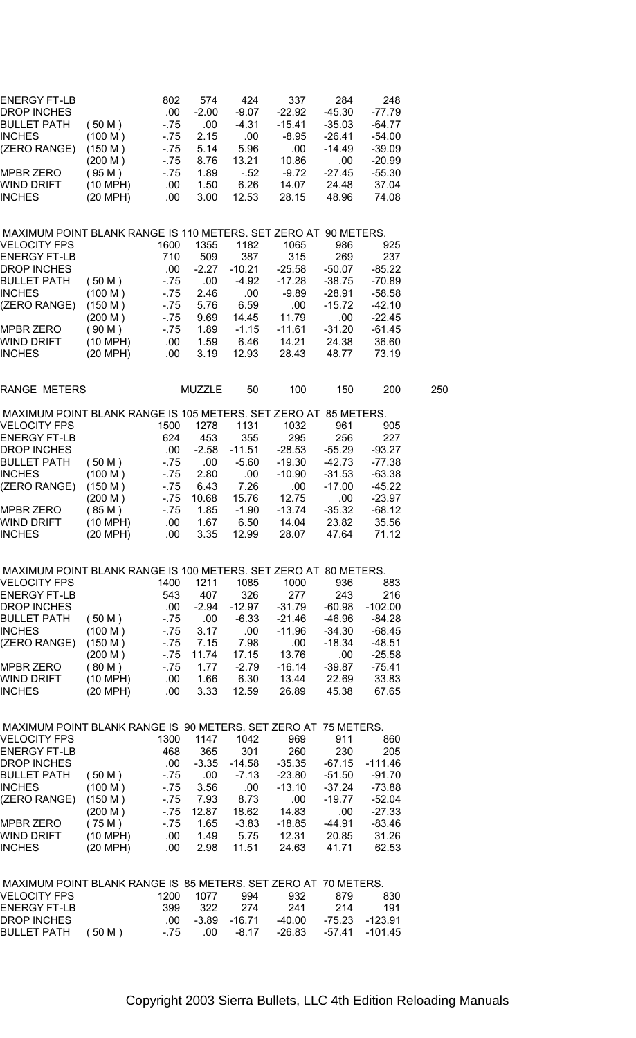| | | | | | | | |
|---|---|---|---|---|---|---|---|
| ENERGY FT-LB | | 802 | 574 | 424 | 337 | 284 | 248 |
| DROP INCHES | | .00 | -2.00 | -9.07 | -22.92 | -45.30 | -77.79 |
| BULLET PATH | ( 50 M ) | -.75 | .00 | -4.31 | -15.41 | -35.03 | -64.77 |
| INCHES | (100 M ) | -.75 | 2.15 | .00 | -8.95 | -26.41 | -54.00 |
| (ZERO RANGE) | (150 M ) | -.75 | 5.14 | 5.96 | .00 | -14.49 | -39.09 |
| | (200 M ) | -.75 | 8.76 | 13.21 | 10.86 | .00 | -20.99 |
| MPBR ZERO | ( 95 M ) | -.75 | 1.89 | -.52 | -9.72 | -27.45 | -55.30 |
| WIND DRIFT | (10 MPH) | .00 | 1.50 | 6.26 | 14.07 | 24.48 | 37.04 |
| INCHES | (20 MPH) | .00 | 3.00 | 12.53 | 28.15 | 48.96 | 74.08 |

MAXIMUM POINT BLANK RANGE IS 110 METERS. SET ZERO AT 90 METERS.

| | | | | | | | |
|---|---|---|---|---|---|---|---|
| VELOCITY FPS | | 1600 | 1355 | 1182 | 1065 | 986 | 925 |
| ENERGY FT-LB | | 710 | 509 | 387 | 315 | 269 | 237 |
| DROP INCHES | | .00 | -2.27 | -10.21 | -25.58 | -50.07 | -85.22 |
| BULLET PATH | ( 50 M ) | -.75 | .00 | -4.92 | -17.28 | -38.75 | -70.89 |
| INCHES | (100 M ) | -.75 | 2.46 | .00 | -9.89 | -28.91 | -58.58 |
| (ZERO RANGE) | (150 M ) | -.75 | 5.76 | 6.59 | .00 | -15.72 | -42.10 |
| | (200 M ) | -.75 | 9.69 | 14.45 | 11.79 | .00 | -22.45 |
| MPBR ZERO | ( 90 M ) | -.75 | 1.89 | -1.15 | -11.61 | -31.20 | -61.45 |
| WIND DRIFT | (10 MPH) | .00 | 1.59 | 6.46 | 14.21 | 24.38 | 36.60 |
| INCHES | (20 MPH) | .00 | 3.19 | 12.93 | 28.43 | 48.77 | 73.19 |

| RANGE METERS | | MUZZLE | 50 | 100 | 150 | 200 | 250 |
|---|---|---|---|---|---|---|---|

MAXIMUM POINT BLANK RANGE IS 105 METERS. SET ZERO AT 85 METERS.

| | | | | | | | |
|---|---|---|---|---|---|---|---|
| VELOCITY FPS | | 1500 | 1278 | 1131 | 1032 | 961 | 905 |
| ENERGY FT-LB | | 624 | 453 | 355 | 295 | 256 | 227 |
| DROP INCHES | | .00 | -2.58 | -11.51 | -28.53 | -55.29 | -93.27 |
| BULLET PATH | ( 50 M ) | -.75 | .00 | -5.60 | -19.30 | -42.73 | -77.38 |
| INCHES | (100 M ) | -.75 | 2.80 | .00 | -10.90 | -31.53 | -63.38 |
| (ZERO RANGE) | (150 M ) | -.75 | 6.43 | 7.26 | .00 | -17.00 | -45.22 |
| | (200 M ) | -.75 | 10.68 | 15.76 | 12.75 | .00 | -23.97 |
| MPBR ZERO | ( 85 M ) | -.75 | 1.85 | -1.90 | -13.74 | -35.32 | -68.12 |
| WIND DRIFT | (10 MPH) | .00 | 1.67 | 6.50 | 14.04 | 23.82 | 35.56 |
| INCHES | (20 MPH) | .00 | 3.35 | 12.99 | 28.07 | 47.64 | 71.12 |

MAXIMUM POINT BLANK RANGE IS 100 METERS. SET ZERO AT 80 METERS.

| | | | | | | | |
|---|---|---|---|---|---|---|---|
| VELOCITY FPS | | 1400 | 1211 | 1085 | 1000 | 936 | 883 |
| ENERGY FT-LB | | 543 | 407 | 326 | 277 | 243 | 216 |
| DROP INCHES | | .00 | -2.94 | -12.97 | -31.79 | -60.98 | -102.00 |
| BULLET PATH | ( 50 M ) | -.75 | .00 | -6.33 | -21.46 | -46.96 | -84.28 |
| INCHES | (100 M ) | -.75 | 3.17 | .00 | -11.96 | -34.30 | -68.45 |
| (ZERO RANGE) | (150 M ) | -.75 | 7.15 | 7.98 | .00 | -18.34 | -48.51 |
| | (200 M ) | -.75 | 11.74 | 17.15 | 13.76 | .00 | -25.58 |
| MPBR ZERO | ( 80 M ) | -.75 | 1.77 | -2.79 | -16.14 | -39.87 | -75.41 |
| WIND DRIFT | (10 MPH) | .00 | 1.66 | 6.30 | 13.44 | 22.69 | 33.83 |
| INCHES | (20 MPH) | .00 | 3.33 | 12.59 | 26.89 | 45.38 | 67.65 |

MAXIMUM POINT BLANK RANGE IS 90 METERS. SET ZERO AT 75 METERS.

| | | | | | | | |
|---|---|---|---|---|---|---|---|
| VELOCITY FPS | | 1300 | 1147 | 1042 | 969 | 911 | 860 |
| ENERGY FT-LB | | 468 | 365 | 301 | 260 | 230 | 205 |
| DROP INCHES | | .00 | -3.35 | -14.58 | -35.35 | -67.15 | -111.46 |
| BULLET PATH | ( 50 M ) | -.75 | .00 | -7.13 | -23.80 | -51.50 | -91.70 |
| INCHES | (100 M ) | -.75 | 3.56 | .00 | -13.10 | -37.24 | -73.88 |
| (ZERO RANGE) | (150 M ) | -.75 | 7.93 | 8.73 | .00 | -19.77 | -52.04 |
| | (200 M ) | -.75 | 12.87 | 18.62 | 14.83 | .00 | -27.33 |
| MPBR ZERO | ( 75 M ) | -.75 | 1.65 | -3.83 | -18.85 | -44.91 | -83.46 |
| WIND DRIFT | (10 MPH) | .00 | 1.49 | 5.75 | 12.31 | 20.85 | 31.26 |
| INCHES | (20 MPH) | .00 | 2.98 | 11.51 | 24.63 | 41.71 | 62.53 |

MAXIMUM POINT BLANK RANGE IS 85 METERS. SET ZERO AT 70 METERS.

| | | | | | | | |
|---|---|---|---|---|---|---|---|
| VELOCITY FPS | | 1200 | 1077 | 994 | 932 | 879 | 830 |
| ENERGY FT-LB | | 399 | 322 | 274 | 241 | 214 | 191 |
| DROP INCHES | | .00 | -3.89 | -16.71 | -40.00 | -75.23 | -123.91 |
| BULLET PATH | ( 50 M ) | -.75 | .00 | -8.17 | -26.83 | -57.41 | -101.45 |

Copyright 2003 Sierra Bullets, LLC 4th Edition Reloading Manuals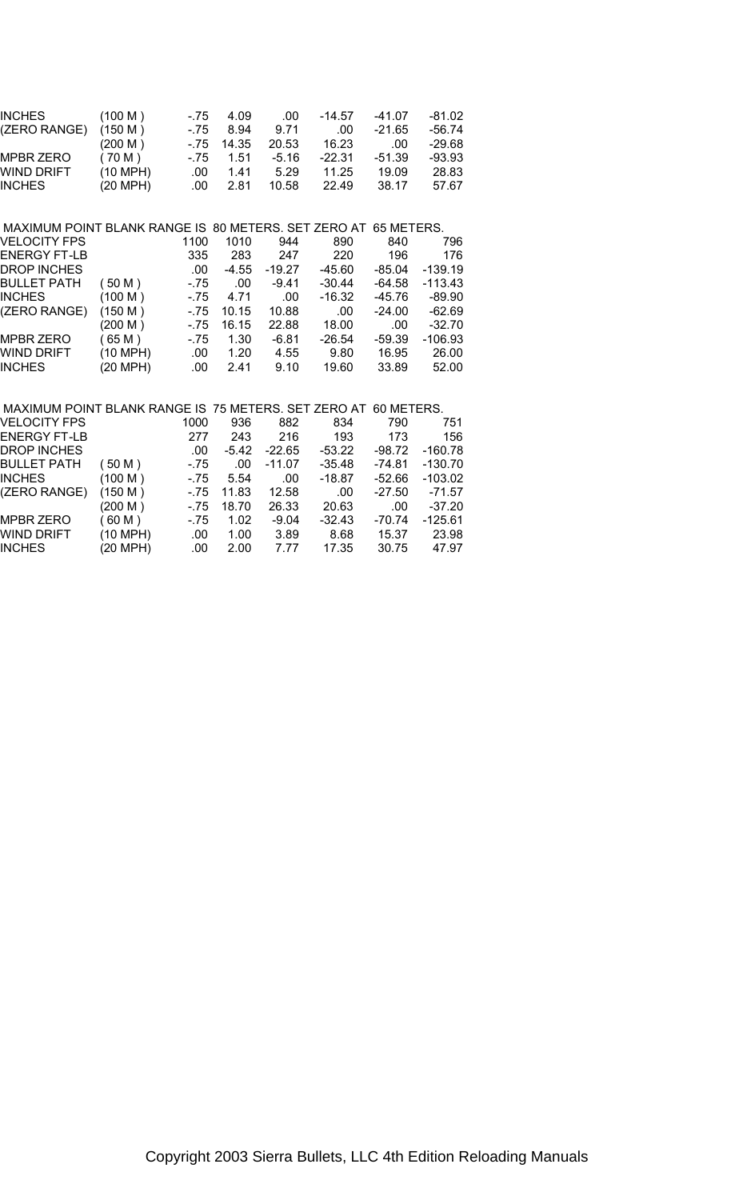| | | | | | | | |
|---|---|---|---|---|---|---|---|
| INCHES | (100 M) | -.75 | 4.09 | .00 | -14.57 | -41.07 | -81.02 |
| (ZERO RANGE) | (150 M) | -.75 | 8.94 | 9.71 | .00 | -21.65 | -56.74 |
| | (200 M) | -.75 | 14.35 | 20.53 | 16.23 | .00 | -29.68 |
| MPBR ZERO | (70 M) | -.75 | 1.51 | -5.16 | -22.31 | -51.39 | -93.93 |
| WIND DRIFT | (10 MPH) | .00 | 1.41 | 5.29 | 11.25 | 19.09 | 28.83 |
| INCHES | (20 MPH) | .00 | 2.81 | 10.58 | 22.49 | 38.17 | 57.67 |

MAXIMUM POINT BLANK RANGE IS 80 METERS. SET ZERO AT 65 METERS.

| | | | | | | | |
|---|---|---|---|---|---|---|---|
| VELOCITY FPS | | 1100 | 1010 | 944 | 890 | 840 | 796 |
| ENERGY FT-LB | | 335 | 283 | 247 | 220 | 196 | 176 |
| DROP INCHES | | .00 | -4.55 | -19.27 | -45.60 | -85.04 | -139.19 |
| BULLET PATH | (50 M) | -.75 | .00 | -9.41 | -30.44 | -64.58 | -113.43 |
| INCHES | (100 M) | -.75 | 4.71 | .00 | -16.32 | -45.76 | -89.90 |
| (ZERO RANGE) | (150 M) | -.75 | 10.15 | 10.88 | .00 | -24.00 | -62.69 |
| | (200 M) | -.75 | 16.15 | 22.88 | 18.00 | .00 | -32.70 |
| MPBR ZERO | (65 M) | -.75 | 1.30 | -6.81 | -26.54 | -59.39 | -106.93 |
| WIND DRIFT | (10 MPH) | .00 | 1.20 | 4.55 | 9.80 | 16.95 | 26.00 |
| INCHES | (20 MPH) | .00 | 2.41 | 9.10 | 19.60 | 33.89 | 52.00 |

MAXIMUM POINT BLANK RANGE IS 75 METERS. SET ZERO AT 60 METERS.

| | | | | | | | |
|---|---|---|---|---|---|---|---|
| VELOCITY FPS | | 1000 | 936 | 882 | 834 | 790 | 751 |
| ENERGY FT-LB | | 277 | 243 | 216 | 193 | 173 | 156 |
| DROP INCHES | | .00 | -5.42 | -22.65 | -53.22 | -98.72 | -160.78 |
| BULLET PATH | (50 M) | -.75 | .00 | -11.07 | -35.48 | -74.81 | -130.70 |
| INCHES | (100 M) | -.75 | 5.54 | .00 | -18.87 | -52.66 | -103.02 |
| (ZERO RANGE) | (150 M) | -.75 | 11.83 | 12.58 | .00 | -27.50 | -71.57 |
| | (200 M) | -.75 | 18.70 | 26.33 | 20.63 | .00 | -37.20 |
| MPBR ZERO | (60 M) | -.75 | 1.02 | -9.04 | -32.43 | -70.74 | -125.61 |
| WIND DRIFT | (10 MPH) | .00 | 1.00 | 3.89 | 8.68 | 15.37 | 23.98 |
| INCHES | (20 MPH) | .00 | 2.00 | 7.77 | 17.35 | 30.75 | 47.97 |

Copyright 2003 Sierra Bullets, LLC 4th Edition Reloading Manuals